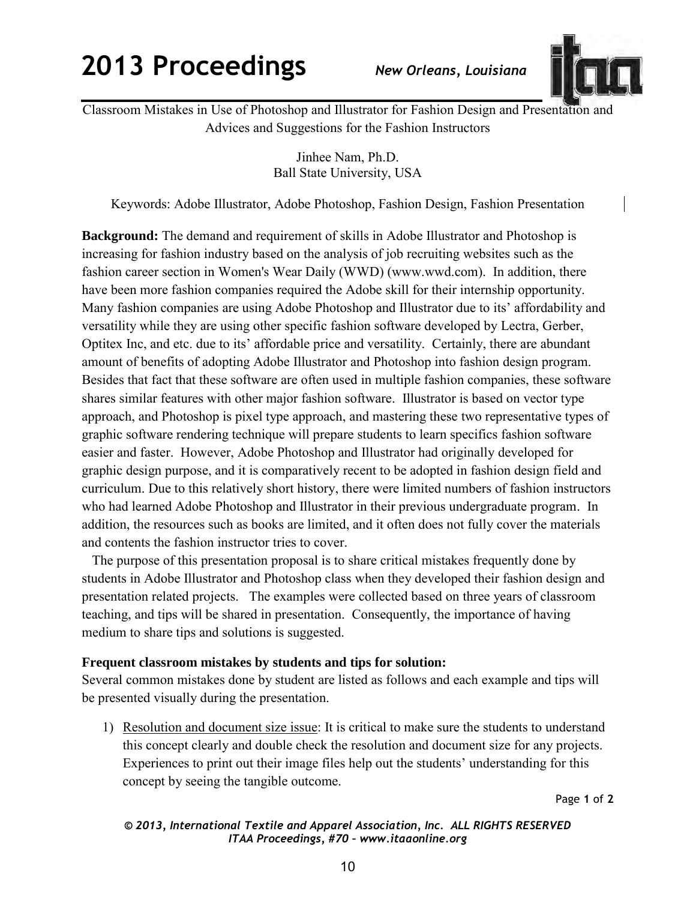# Classroom Mistakes in Use of Photoshop and Illustrator for Fashion Design and Presentation and Advices and Suggestions for the Fashion Instructors

Jinhee Nam, Ph.D.
Ball State University, USA

Keywords: Adobe Illustrator, Adobe Photoshop, Fashion Design, Fashion Presentation

**Background:** The demand and requirement of skills in Adobe Illustrator and Photoshop is increasing for fashion industry based on the analysis of job recruiting websites such as the fashion career section in Women's Wear Daily (WWD) (www.wwd.com). In addition, there have been more fashion companies required the Adobe skill for their internship opportunity. Many fashion companies are using Adobe Photoshop and Illustrator due to its' affordability and versatility while they are using other specific fashion software developed by Lectra, Gerber, Optitex Inc, and etc. due to its' affordable price and versatility. Certainly, there are abundant amount of benefits of adopting Adobe Illustrator and Photoshop into fashion design program. Besides that fact that these software are often used in multiple fashion companies, these software shares similar features with other major fashion software. Illustrator is based on vector type approach, and Photoshop is pixel type approach, and mastering these two representative types of graphic software rendering technique will prepare students to learn specifics fashion software easier and faster. However, Adobe Photoshop and Illustrator had originally developed for graphic design purpose, and it is comparatively recent to be adopted in fashion design field and curriculum. Due to this relatively short history, there were limited numbers of fashion instructors who had learned Adobe Photoshop and Illustrator in their previous undergraduate program. In addition, the resources such as books are limited, and it often does not fully cover the materials and contents the fashion instructor tries to cover.

The purpose of this presentation proposal is to share critical mistakes frequently done by students in Adobe Illustrator and Photoshop class when they developed their fashion design and presentation related projects. The examples were collected based on three years of classroom teaching, and tips will be shared in presentation. Consequently, the importance of having medium to share tips and solutions is suggested.

**Frequent classroom mistakes by students and tips for solution:**
Several common mistakes done by student are listed as follows and each example and tips will be presented visually during the presentation.

1) Resolution and document size issue: It is critical to make sure the students to understand this concept clearly and double check the resolution and document size for any projects. Experiences to print out their image files help out the students' understanding for this concept by seeing the tangible outcome.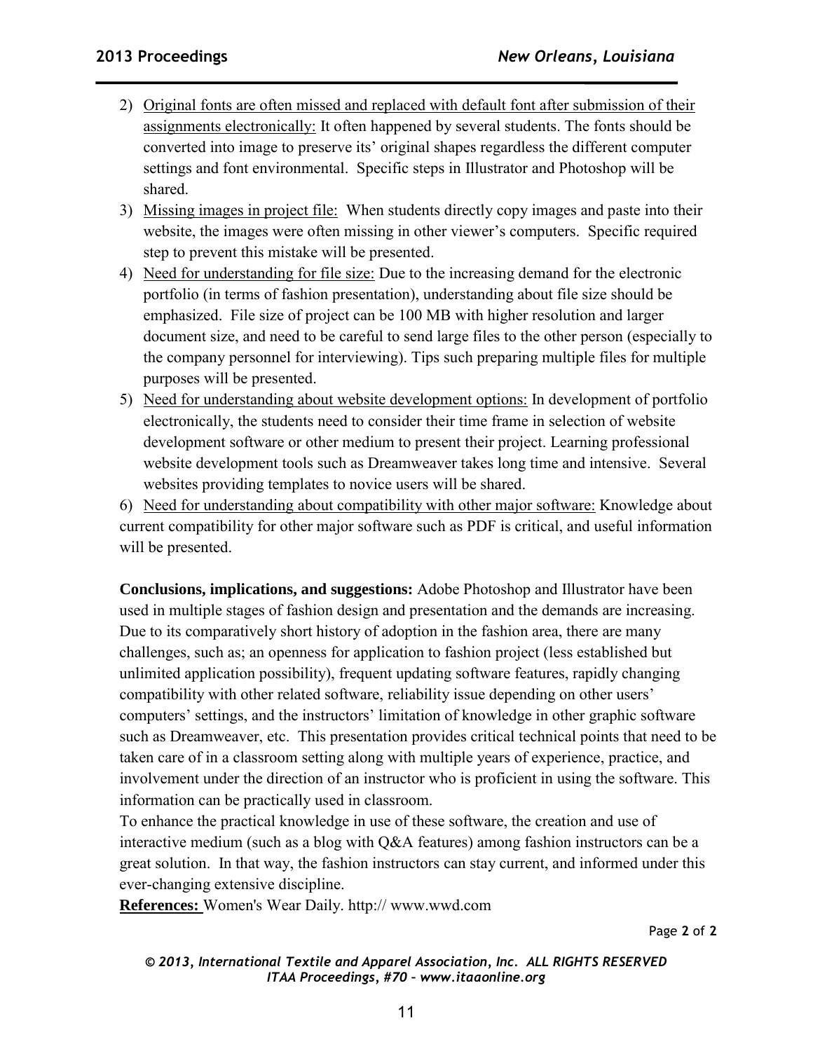2) Original fonts are often missed and replaced with default font after submission of their assignments electronically: It often happened by several students. The fonts should be converted into image to preserve its' original shapes regardless the different computer settings and font environmental. Specific steps in Illustrator and Photoshop will be shared.
3) Missing images in project file: When students directly copy images and paste into their website, the images were often missing in other viewer's computers. Specific required step to prevent this mistake will be presented.
4) Need for understanding for file size: Due to the increasing demand for the electronic portfolio (in terms of fashion presentation), understanding about file size should be emphasized. File size of project can be 100 MB with higher resolution and larger document size, and need to be careful to send large files to the other person (especially to the company personnel for interviewing). Tips such preparing multiple files for multiple purposes will be presented.
5) Need for understanding about website development options: In development of portfolio electronically, the students need to consider their time frame in selection of website development software or other medium to present their project. Learning professional website development tools such as Dreamweaver takes long time and intensive. Several websites providing templates to novice users will be shared.
6) Need for understanding about compatibility with other major software: Knowledge about current compatibility for other major software such as PDF is critical, and useful information will be presented.

**Conclusions, implications, and suggestions:** Adobe Photoshop and Illustrator have been used in multiple stages of fashion design and presentation and the demands are increasing. Due to its comparatively short history of adoption in the fashion area, there are many challenges, such as; an openness for application to fashion project (less established but unlimited application possibility), frequent updating software features, rapidly changing compatibility with other related software, reliability issue depending on other users' computers' settings, and the instructors' limitation of knowledge in other graphic software such as Dreamweaver, etc. This presentation provides critical technical points that need to be taken care of in a classroom setting along with multiple years of experience, practice, and involvement under the direction of an instructor who is proficient in using the software. This information can be practically used in classroom.

To enhance the practical knowledge in use of these software, the creation and use of interactive medium (such as a blog with Q&A features) among fashion instructors can be a great solution. In that way, the fashion instructors can stay current, and informed under this ever-changing extensive discipline.

**References:** Women's Wear Daily. http:// www.wwd.com